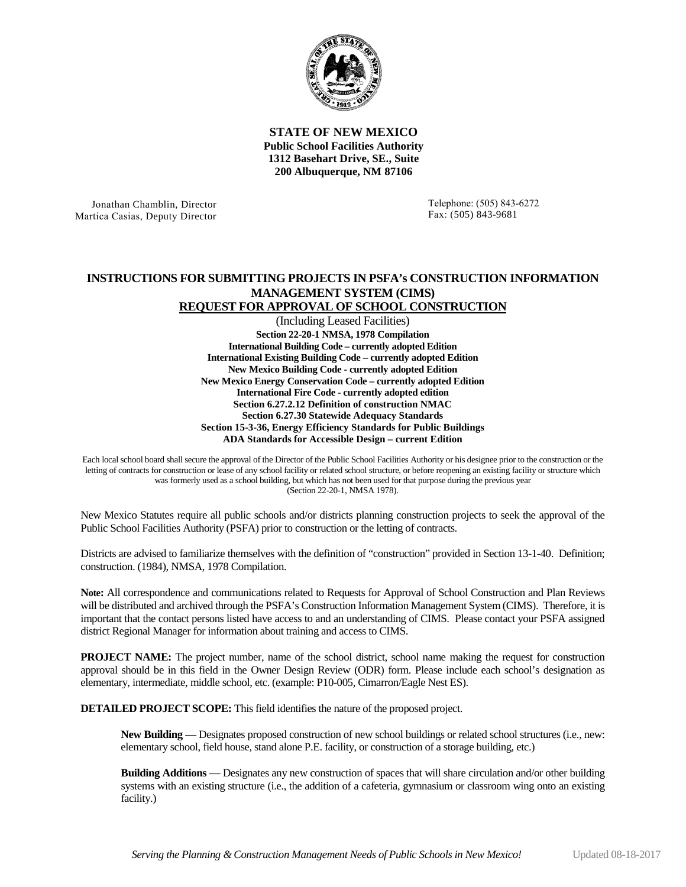**STATE OF NEW MEXICO**
**Public School Facilities Authority**
**1312 Basehart Drive, SE., Suite**
**200 Albuquerque, NM 87106**

Jonathan Chamblin, Director
Martica Casias, Deputy Director

Telephone: (505) 843-6272
Fax: (505) 843-9681

# INSTRUCTIONS FOR SUBMITTING PROJECTS IN PSFA's CONSTRUCTION INFORMATION MANAGEMENT SYSTEM (CIMS)

## REQUEST FOR APPROVAL OF SCHOOL CONSTRUCTION

(Including Leased Facilities)

**Section 22-20-1 NMSA, 1978 Compilation**
**International Building Code – currently adopted Edition**
**International Existing Building Code – currently adopted Edition**
**New Mexico Building Code - currently adopted Edition**
**New Mexico Energy Conservation Code – currently adopted Edition**
**International Fire Code - currently adopted edition**
**Section 6.27.2.12 Definition of construction NMAC**
**Section 6.27.30 Statewide Adequacy Standards**
**Section 15-3-36, Energy Efficiency Standards for Public Buildings**
**ADA Standards for Accessible Design – current Edition**

Each local school board shall secure the approval of the Director of the Public School Facilities Authority or his designee prior to the construction or the letting of contracts for construction or lease of any school facility or related school structure, or before reopening an existing facility or structure which was formerly used as a school building, but which has not been used for that purpose during the previous year (Section 22-20-1, NMSA 1978).

New Mexico Statutes require all public schools and/or districts planning construction projects to seek the approval of the Public School Facilities Authority (PSFA) prior to construction or the letting of contracts.

Districts are advised to familiarize themselves with the definition of "construction" provided in Section 13-1-40. Definition; construction. (1984), NMSA, 1978 Compilation.

**Note:** All correspondence and communications related to Requests for Approval of School Construction and Plan Reviews will be distributed and archived through the PSFA's Construction Information Management System (CIMS). Therefore, it is important that the contact persons listed have access to and an understanding of CIMS. Please contact your PSFA assigned district Regional Manager for information about training and access to CIMS.

**PROJECT NAME:** The project number, name of the school district, school name making the request for construction approval should be in this field in the Owner Design Review (ODR) form. Please include each school's designation as elementary, intermediate, middle school, etc. (example: P10-005, Cimarron/Eagle Nest ES).

**DETAILED PROJECT SCOPE:** This field identifies the nature of the proposed project.

> **New Building** — Designates proposed construction of new school buildings or related school structures (i.e., new: elementary school, field house, stand alone P.E. facility, or construction of a storage building, etc.)

> **Building Additions** — Designates any new construction of spaces that will share circulation and/or other building systems with an existing structure (i.e., the addition of a cafeteria, gymnasium or classroom wing onto an existing facility.)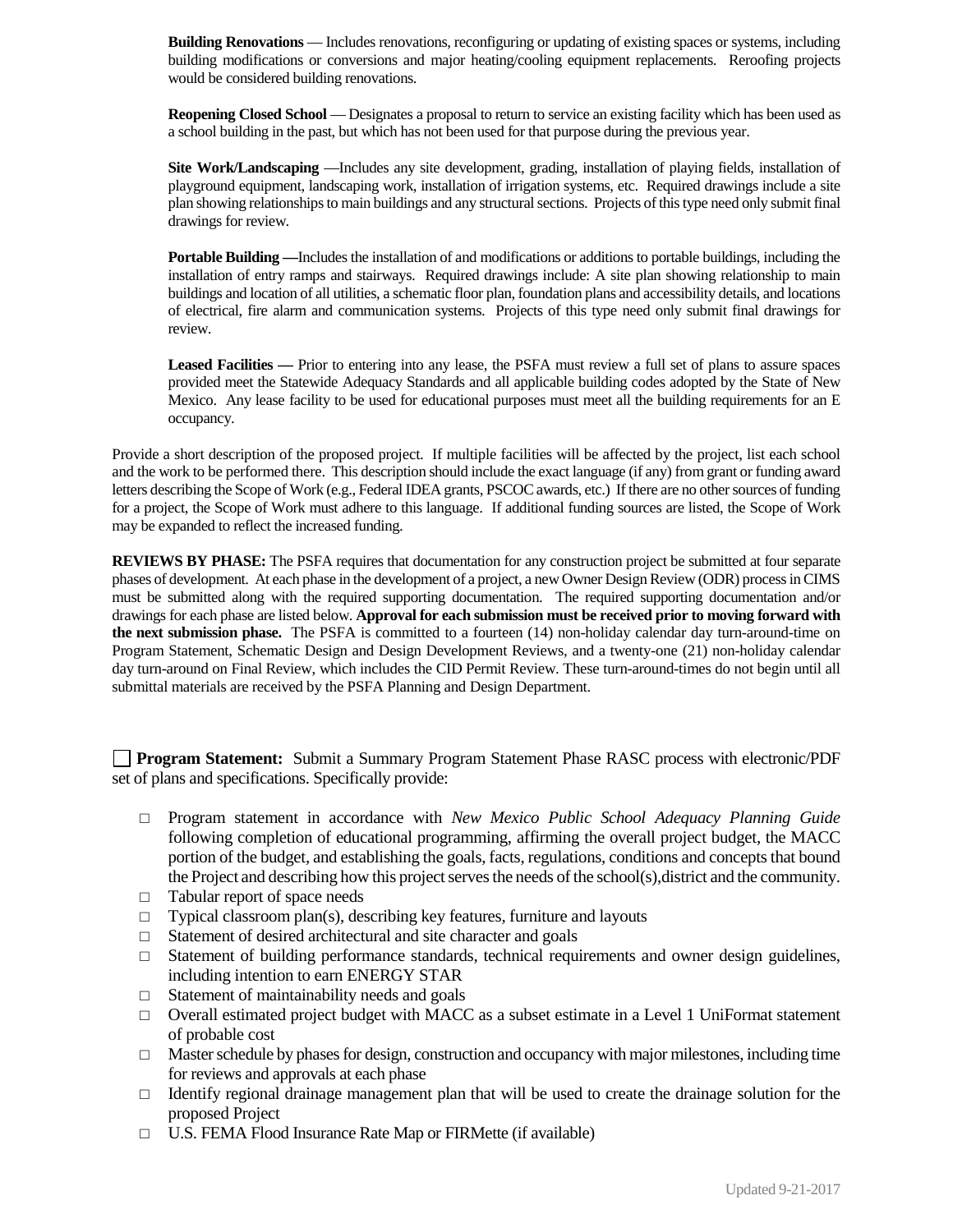**Building Renovations** — Includes renovations, reconfiguring or updating of existing spaces or systems, including building modifications or conversions and major heating/cooling equipment replacements. Reroofing projects would be considered building renovations.

**Reopening Closed School** — Designates a proposal to return to service an existing facility which has been used as a school building in the past, but which has not been used for that purpose during the previous year.

**Site Work/Landscaping** —Includes any site development, grading, installation of playing fields, installation of playground equipment, landscaping work, installation of irrigation systems, etc. Required drawings include a site plan showing relationships to main buildings and any structural sections. Projects of this type need only submit final drawings for review.

**Portable Building —**Includes the installation of and modifications or additions to portable buildings, including the installation of entry ramps and stairways. Required drawings include: A site plan showing relationship to main buildings and location of all utilities, a schematic floor plan, foundation plans and accessibility details, and locations of electrical, fire alarm and communication systems. Projects of this type need only submit final drawings for review.

**Leased Facilities —** Prior to entering into any lease, the PSFA must review a full set of plans to assure spaces provided meet the Statewide Adequacy Standards and all applicable building codes adopted by the State of New Mexico. Any lease facility to be used for educational purposes must meet all the building requirements for an E occupancy.

Provide a short description of the proposed project. If multiple facilities will be affected by the project, list each school and the work to be performed there. This description should include the exact language (if any) from grant or funding award letters describing the Scope of Work (e.g., Federal IDEA grants, PSCOC awards, etc.) If there are no other sources of funding for a project, the Scope of Work must adhere to this language. If additional funding sources are listed, the Scope of Work may be expanded to reflect the increased funding.

**REVIEWS BY PHASE:** The PSFA requires that documentation for any construction project be submitted at four separate phases of development. At each phase in the development of a project, a new Owner Design Review (ODR) process in CIMS must be submitted along with the required supporting documentation. The required supporting documentation and/or drawings for each phase are listed below. **Approval for each submission must be received prior to moving forward with the next submission phase.** The PSFA is committed to a fourteen (14) non-holiday calendar day turn-around-time on Program Statement, Schematic Design and Design Development Reviews, and a twenty-one (21) non-holiday calendar day turn-around on Final Review, which includes the CID Permit Review. These turn-around-times do not begin until all submittal materials are received by the PSFA Planning and Design Department.

☐ **Program Statement:** Submit a Summary Program Statement Phase RASC process with electronic/PDF set of plans and specifications. Specifically provide:

- ☐ Program statement in accordance with *New Mexico Public School Adequacy Planning Guide* following completion of educational programming, affirming the overall project budget, the MACC portion of the budget, and establishing the goals, facts, regulations, conditions and concepts that bound the Project and describing how this project serves the needs of the school(s),district and the community.
- ☐ Tabular report of space needs
- ☐ Typical classroom plan(s), describing key features, furniture and layouts
- ☐ Statement of desired architectural and site character and goals
- ☐ Statement of building performance standards, technical requirements and owner design guidelines, including intention to earn ENERGY STAR
- ☐ Statement of maintainability needs and goals
- ☐ Overall estimated project budget with MACC as a subset estimate in a Level 1 UniFormat statement of probable cost
- ☐ Master schedule by phases for design, construction and occupancy with major milestones, including time for reviews and approvals at each phase
- ☐ Identify regional drainage management plan that will be used to create the drainage solution for the proposed Project
- ☐ U.S. FEMA Flood Insurance Rate Map or FIRMette (if available)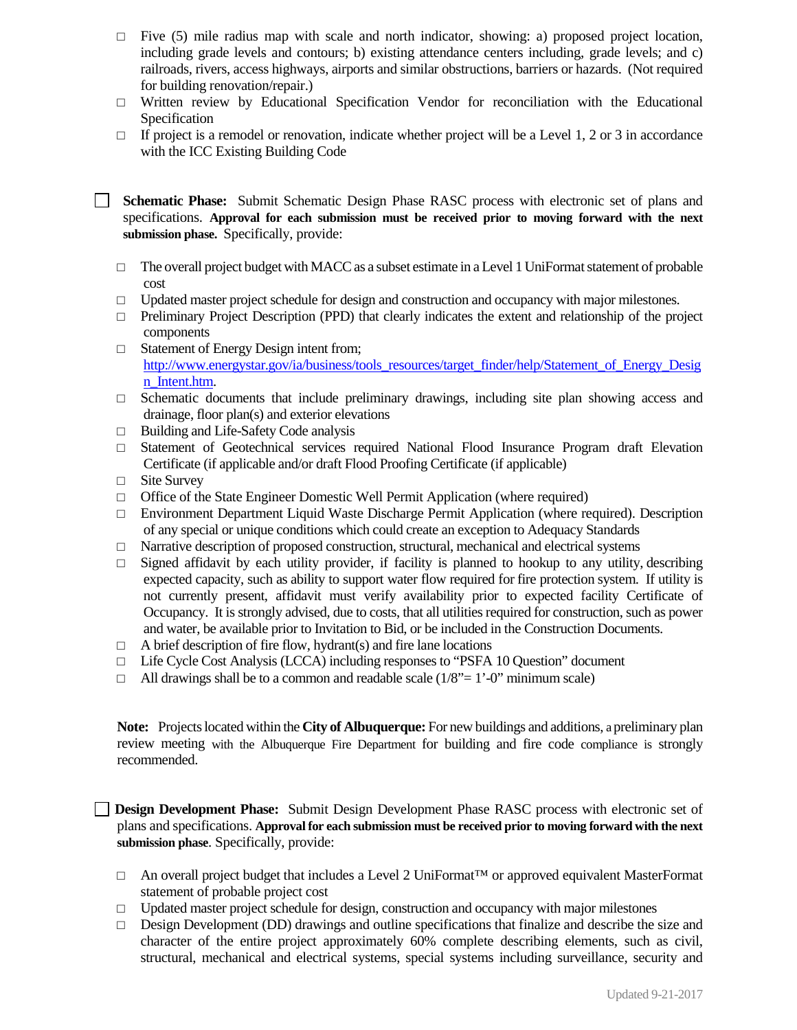- □ Five (5) mile radius map with scale and north indicator, showing: a) proposed project location, including grade levels and contours; b) existing attendance centers including, grade levels; and c) railroads, rivers, access highways, airports and similar obstructions, barriers or hazards. (Not required for building renovation/repair.)
- □ Written review by Educational Specification Vendor for reconciliation with the Educational Specification
- □ If project is a remodel or renovation, indicate whether project will be a Level 1, 2 or 3 in accordance with the ICC Existing Building Code

☐ **Schematic Phase:** Submit Schematic Design Phase RASC process with electronic set of plans and specifications. **Approval for each submission must be received prior to moving forward with the next submission phase.** Specifically, provide:

- □ The overall project budget with MACC as a subset estimate in a Level 1 UniFormat statement of probable cost
- □ Updated master project schedule for design and construction and occupancy with major milestones.
- □ Preliminary Project Description (PPD) that clearly indicates the extent and relationship of the project components
- □ Statement of Energy Design intent from; [http://www.energystar.gov/ia/business/tools_resources/target_finder/help/Statement_of_Energy_Design_Intent.htm](http://www.energystar.gov/ia/business/tools_resources/target_finder/help/Statement_of_Energy_Design_Intent.htm).
- □ Schematic documents that include preliminary drawings, including site plan showing access and drainage, floor plan(s) and exterior elevations
- □ Building and Life-Safety Code analysis
- □ Statement of Geotechnical services required National Flood Insurance Program draft Elevation Certificate (if applicable and/or draft Flood Proofing Certificate (if applicable)
- □ Site Survey
- □ Office of the State Engineer Domestic Well Permit Application (where required)
- □ Environment Department Liquid Waste Discharge Permit Application (where required). Description of any special or unique conditions which could create an exception to Adequacy Standards
- □ Narrative description of proposed construction, structural, mechanical and electrical systems
- □ Signed affidavit by each utility provider, if facility is planned to hookup to any utility, describing expected capacity, such as ability to support water flow required for fire protection system. If utility is not currently present, affidavit must verify availability prior to expected facility Certificate of Occupancy. It is strongly advised, due to costs, that all utilities required for construction, such as power and water, be available prior to Invitation to Bid, or be included in the Construction Documents.
- □ A brief description of fire flow, hydrant(s) and fire lane locations
- □ Life Cycle Cost Analysis (LCCA) including responses to "PSFA 10 Question" document
- □ All drawings shall be to a common and readable scale (1/8"= 1'-0" minimum scale)

**Note:** Projects located within the **City of Albuquerque:** For new buildings and additions, a preliminary plan review meeting with the Albuquerque Fire Department for building and fire code compliance is strongly recommended.

☐ **Design Development Phase:** Submit Design Development Phase RASC process with electronic set of plans and specifications. **Approval for each submission must be received prior to moving forward with the next submission phase**. Specifically, provide:

- □ An overall project budget that includes a Level 2 UniFormat™ or approved equivalent MasterFormat statement of probable project cost
- □ Updated master project schedule for design, construction and occupancy with major milestones
- □ Design Development (DD) drawings and outline specifications that finalize and describe the size and character of the entire project approximately 60% complete describing elements, such as civil, structural, mechanical and electrical systems, special systems including surveillance, security and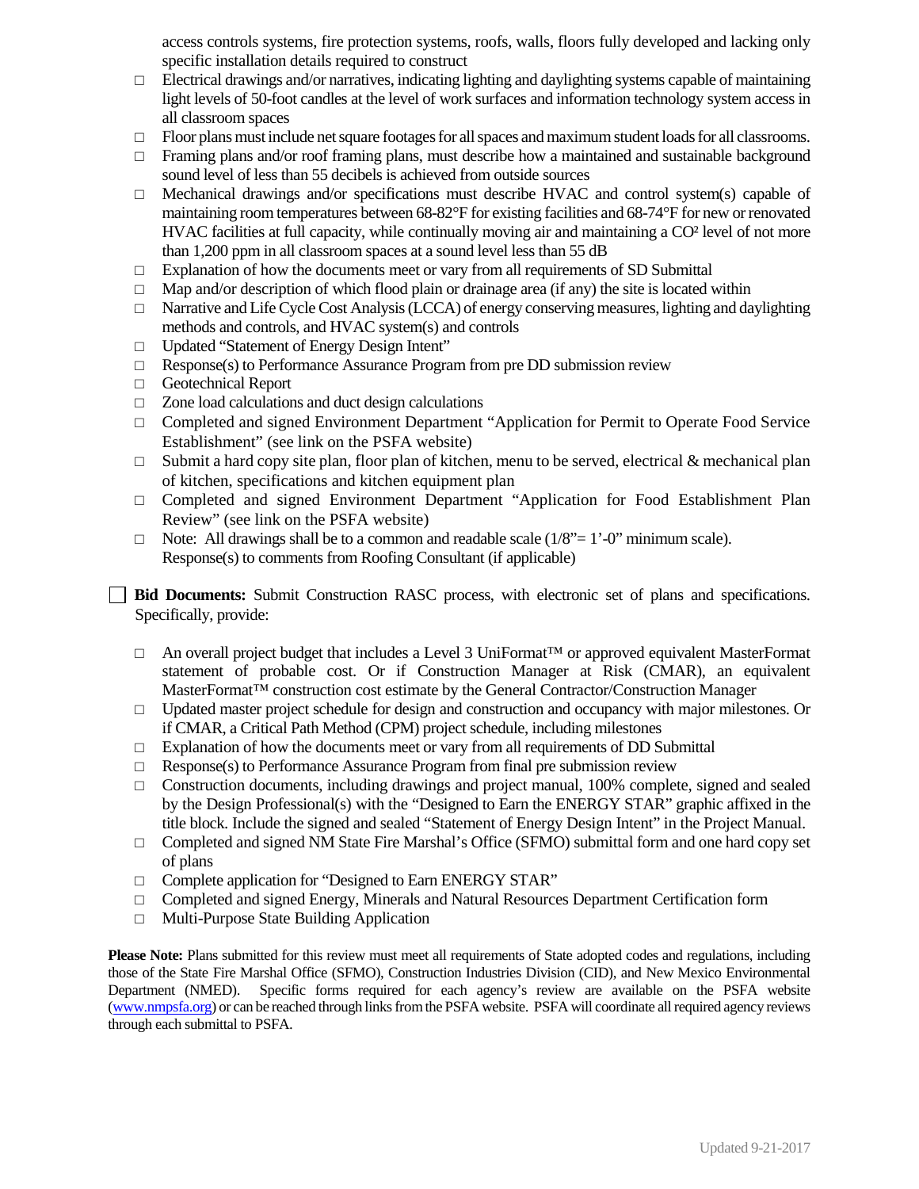access controls systems, fire protection systems, roofs, walls, floors fully developed and lacking only specific installation details required to construct

- □ Electrical drawings and/or narratives, indicating lighting and daylighting systems capable of maintaining light levels of 50-foot candles at the level of work surfaces and information technology system access in all classroom spaces
- □ Floor plans must include net square footages for all spaces and maximum student loads for all classrooms.
- □ Framing plans and/or roof framing plans, must describe how a maintained and sustainable background sound level of less than 55 decibels is achieved from outside sources
- □ Mechanical drawings and/or specifications must describe HVAC and control system(s) capable of maintaining room temperatures between 68-82°F for existing facilities and 68-74°F for new or renovated HVAC facilities at full capacity, while continually moving air and maintaining a $CO^2$ level of not more than 1,200 ppm in all classroom spaces at a sound level less than 55 dB
- □ Explanation of how the documents meet or vary from all requirements of SD Submittal
- □ Map and/or description of which flood plain or drainage area (if any) the site is located within
- □ Narrative and Life Cycle Cost Analysis (LCCA) of energy conserving measures, lighting and daylighting methods and controls, and HVAC system(s) and controls
- □ Updated "Statement of Energy Design Intent"
- □ Response(s) to Performance Assurance Program from pre DD submission review
- □ Geotechnical Report
- □ Zone load calculations and duct design calculations
- □ Completed and signed Environment Department "Application for Permit to Operate Food Service Establishment" (see link on the PSFA website)
- □ Submit a hard copy site plan, floor plan of kitchen, menu to be served, electrical & mechanical plan of kitchen, specifications and kitchen equipment plan
- □ Completed and signed Environment Department "Application for Food Establishment Plan Review" (see link on the PSFA website)
- □ Note: All drawings shall be to a common and readable scale (1/8"= 1'-0" minimum scale).
  Response(s) to comments from Roofing Consultant (if applicable)

☐ **Bid Documents:** Submit Construction RASC process, with electronic set of plans and specifications. Specifically, provide:

- □ An overall project budget that includes a Level 3 UniFormat™ or approved equivalent MasterFormat statement of probable cost. Or if Construction Manager at Risk (CMAR), an equivalent MasterFormat™ construction cost estimate by the General Contractor/Construction Manager
- □ Updated master project schedule for design and construction and occupancy with major milestones. Or if CMAR, a Critical Path Method (CPM) project schedule, including milestones
- □ Explanation of how the documents meet or vary from all requirements of DD Submittal
- □ Response(s) to Performance Assurance Program from final pre submission review
- □ Construction documents, including drawings and project manual, 100% complete, signed and sealed by the Design Professional(s) with the "Designed to Earn the ENERGY STAR" graphic affixed in the title block. Include the signed and sealed "Statement of Energy Design Intent" in the Project Manual.
- □ Completed and signed NM State Fire Marshal's Office (SFMO) submittal form and one hard copy set of plans
- □ Complete application for "Designed to Earn ENERGY STAR"
- □ Completed and signed Energy, Minerals and Natural Resources Department Certification form
- □ Multi-Purpose State Building Application

**Please Note:** Plans submitted for this review must meet all requirements of State adopted codes and regulations, including those of the State Fire Marshal Office (SFMO), Construction Industries Division (CID), and New Mexico Environmental Department (NMED). Specific forms required for each agency's review are available on the PSFA website (www.nmpsfa.org) or can be reached through links from the PSFA website. PSFA will coordinate all required agency reviews through each submittal to PSFA.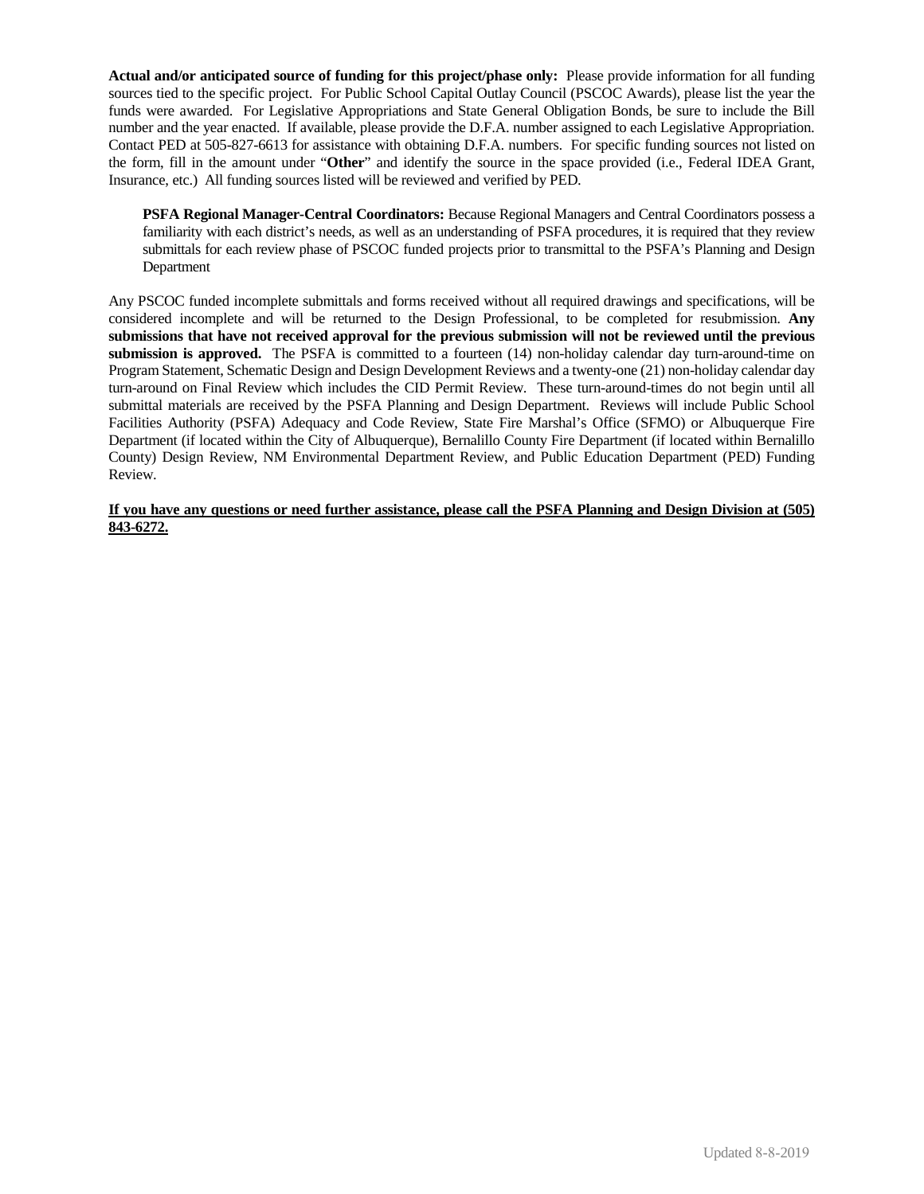**Actual and/or anticipated source of funding for this project/phase only:** Please provide information for all funding sources tied to the specific project. For Public School Capital Outlay Council (PSCOC Awards), please list the year the funds were awarded. For Legislative Appropriations and State General Obligation Bonds, be sure to include the Bill number and the year enacted. If available, please provide the D.F.A. number assigned to each Legislative Appropriation. Contact PED at 505-827-6613 for assistance with obtaining D.F.A. numbers. For specific funding sources not listed on the form, fill in the amount under "**Other**" and identify the source in the space provided (i.e., Federal IDEA Grant, Insurance, etc.) All funding sources listed will be reviewed and verified by PED.

**PSFA Regional Manager-Central Coordinators:** Because Regional Managers and Central Coordinators possess a familiarity with each district's needs, as well as an understanding of PSFA procedures, it is required that they review submittals for each review phase of PSCOC funded projects prior to transmittal to the PSFA's Planning and Design Department

Any PSCOC funded incomplete submittals and forms received without all required drawings and specifications, will be considered incomplete and will be returned to the Design Professional, to be completed for resubmission. **Any submissions that have not received approval for the previous submission will not be reviewed until the previous submission is approved.** The PSFA is committed to a fourteen (14) non-holiday calendar day turn-around-time on Program Statement, Schematic Design and Design Development Reviews and a twenty-one (21) non-holiday calendar day turn-around on Final Review which includes the CID Permit Review. These turn-around-times do not begin until all submittal materials are received by the PSFA Planning and Design Department. Reviews will include Public School Facilities Authority (PSFA) Adequacy and Code Review, State Fire Marshal's Office (SFMO) or Albuquerque Fire Department (if located within the City of Albuquerque), Bernalillo County Fire Department (if located within Bernalillo County) Design Review, NM Environmental Department Review, and Public Education Department (PED) Funding Review.

**If you have any questions or need further assistance, please call the PSFA Planning and Design Division at (505) 843-6272.**

Updated 8-8-2019